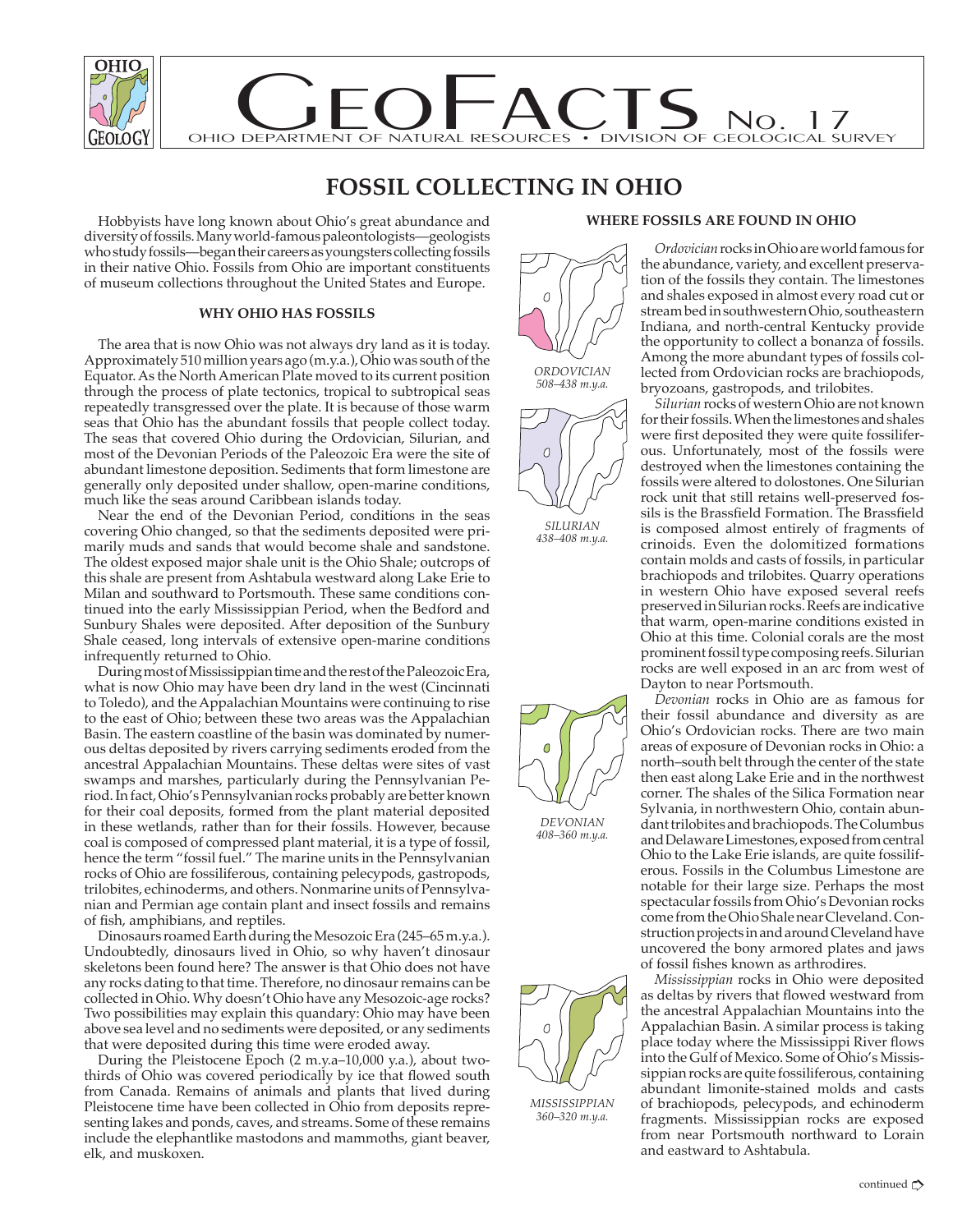# FOSSIL COLLECTING IN OHIO

Hobbyists have long known about Ohio's great abundance and diversity of fossils. Many world-famous paleontologists—geologists who study fossils—began their careers as youngsters collecting fossils in their native Ohio. Fossils from Ohio are important constituents of museum collections throughout the United States and Europe.

## WHY OHIO HAS FOSSILS

The area that is now Ohio was not always dry land as it is today. Approximately 510 million years ago (m.y.a.), Ohio was south of the Equator. As the North American Plate moved to its current position through the process of plate tectonics, tropical to subtropical seas repeatedly transgressed over the plate. It is because of those warm seas that Ohio has the abundant fossils that people collect today. The seas that covered Ohio during the Ordovician, Silurian, and most of the Devonian Periods of the Paleozoic Era were the site of abundant limestone deposition. Sediments that form limestone are generally only deposited under shallow, open-marine conditions, much like the seas around Caribbean islands today.

Near the end of the Devonian Period, conditions in the seas covering Ohio changed, so that the sediments deposited were primarily muds and sands that would become shale and sandstone. The oldest exposed major shale unit is the Ohio Shale; outcrops of this shale are present from Ashtabula westward along Lake Erie to Milan and southward to Portsmouth. These same conditions continued into the early Mississippian Period, when the Bedford and Sunbury Shales were deposited. After deposition of the Sunbury Shale ceased, long intervals of extensive open-marine conditions infrequently returned to Ohio.

During most of Mississippian time and the rest of the Paleozoic Era, what is now Ohio may have been dry land in the west (Cincinnati to Toledo), and the Appalachian Mountains were continuing to rise to the east of Ohio; between these two areas was the Appalachian Basin. The eastern coastline of the basin was dominated by numerous deltas deposited by rivers carrying sediments eroded from the ancestral Appalachian Mountains. These deltas were sites of vast swamps and marshes, particularly during the Pennsylvanian Period. In fact, Ohio's Pennsylvanian rocks probably are better known for their coal deposits, formed from the plant material deposited in these wetlands, rather than for their fossils. However, because coal is composed of compressed plant material, it is a type of fossil, hence the term "fossil fuel." The marine units in the Pennsylvanian rocks of Ohio are fossiliferous, containing pelecypods, gastropods, trilobites, echinoderms, and others. Nonmarine units of Pennsylvanian and Permian age contain plant and insect fossils and remains of fish, amphibians, and reptiles.

Dinosaurs roamed Earth during the Mesozoic Era (245–65 m.y.a.). Undoubtedly, dinosaurs lived in Ohio, so why haven't dinosaur skeletons been found here? The answer is that Ohio does not have any rocks dating to that time. Therefore, no dinosaur remains can be collected in Ohio. Why doesn't Ohio have any Mesozoic-age rocks? Two possibilities may explain this quandary: Ohio may have been above sea level and no sediments were deposited, or any sediments that were deposited during this time were eroded away.

During the Pleistocene Epoch (2 m.y.a–10,000 y.a.), about two-thirds of Ohio was covered periodically by ice that flowed south from Canada. Remains of animals and plants that lived during Pleistocene time have been collected in Ohio from deposits representing lakes and ponds, caves, and streams. Some of these remains include the elephantlike mastodons and mammoths, giant beaver, elk, and muskoxen.

## WHERE FOSSILS ARE FOUND IN OHIO

*ORDOVICIAN 508–438 m.y.a.*

*SILURIAN 438–408 m.y.a.*

*DEVONIAN 408–360 m.y.a.*

*MISSISSIPPIAN 360–320 m.y.a.*

*Ordovician* rocks in Ohio are world famous for the abundance, variety, and excellent preservation of the fossils they contain. The limestones and shales exposed in almost every road cut or stream bed in southwestern Ohio, southeastern Indiana, and north-central Kentucky provide the opportunity to collect a bonanza of fossils. Among the more abundant types of fossils collected from Ordovician rocks are brachiopods, bryozoans, gastropods, and trilobites.

*Silurian* rocks of western Ohio are not known for their fossils. When the limestones and shales were first deposited they were quite fossiliferous. Unfortunately, most of the fossils were destroyed when the limestones containing the fossils were altered to dolostones. One Silurian rock unit that still retains well-preserved fossils is the Brassfield Formation. The Brassfield is composed almost entirely of fragments of crinoids. Even the dolomitized formations contain molds and casts of fossils, in particular brachiopods and trilobites. Quarry operations in western Ohio have exposed several reefs preserved in Silurian rocks. Reefs are indicative that warm, open-marine conditions existed in Ohio at this time. Colonial corals are the most prominent fossil type composing reefs. Silurian rocks are well exposed in an arc from west of Dayton to near Portsmouth.

*Devonian* rocks in Ohio are as famous for their fossil abundance and diversity as are Ohio's Ordovician rocks. There are two main areas of exposure of Devonian rocks in Ohio: a north–south belt through the center of the state then east along Lake Erie and in the northwest corner. The shales of the Silica Formation near Sylvania, in northwestern Ohio, contain abundant trilobites and brachiopods. The Columbus and Delaware Limestones, exposed from central Ohio to the Lake Erie islands, are quite fossiliferous. Fossils in the Columbus Limestone are notable for their large size. Perhaps the most spectacular fossils from Ohio's Devonian rocks come from the Ohio Shale near Cleveland. Construction projects in and around Cleveland have uncovered the bony armored plates and jaws of fossil fishes known as arthrodires.

*Mississippian* rocks in Ohio were deposited as deltas by rivers that flowed westward from the ancestral Appalachian Mountains into the Appalachian Basin. A similar process is taking place today where the Mississippi River flows into the Gulf of Mexico. Some of Ohio's Mississippian rocks are quite fossiliferous, containing abundant limonite-stained molds and casts of brachiopods, pelecypods, and echinoderm fragments. Mississippian rocks are exposed from near Portsmouth northward to Lorain and eastward to Ashtabula.

continued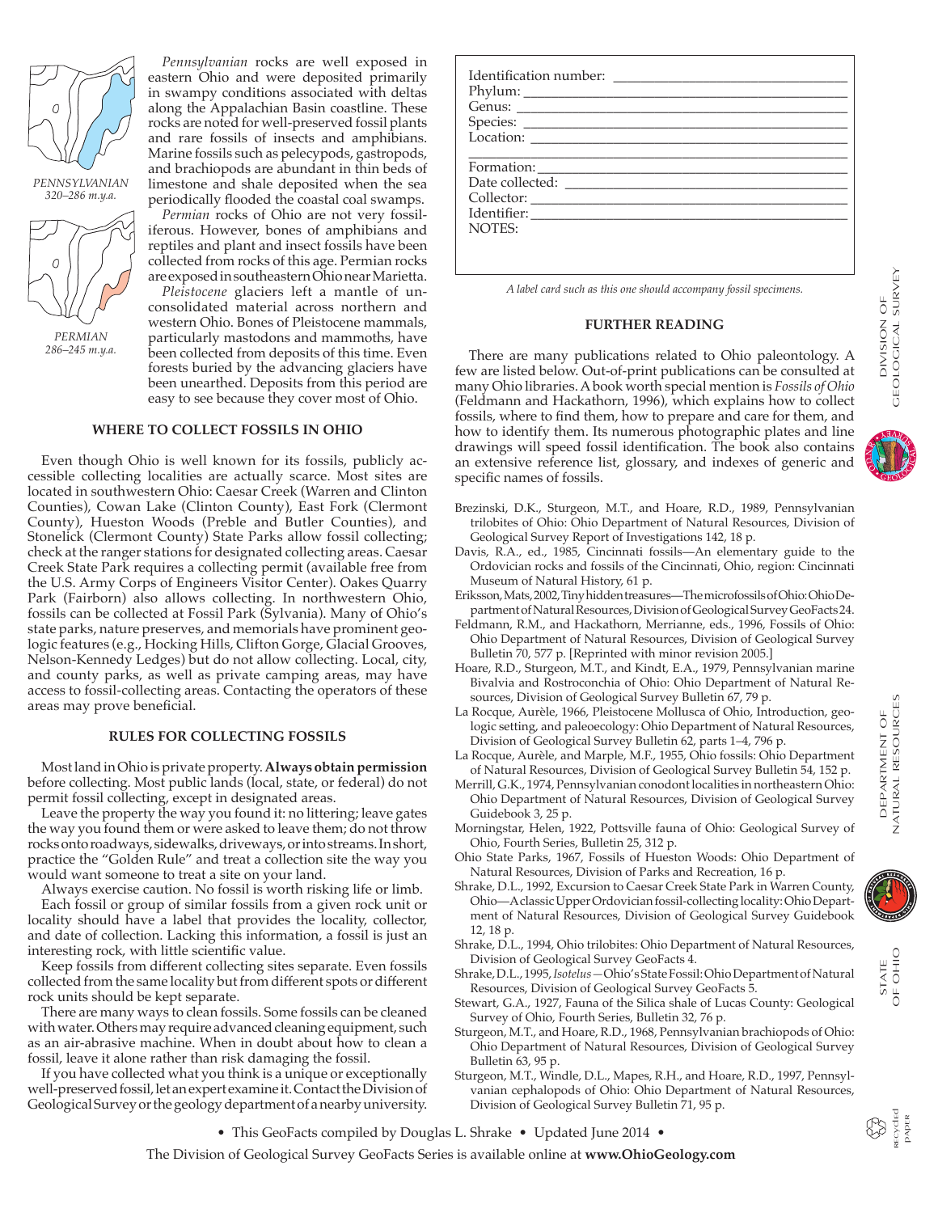PENNSYLVANIAN
320–286 m.y.a.

PERMIAN
286–245 m.y.a.

*Pennsylvanian* rocks are well exposed in eastern Ohio and were deposited primarily in swampy conditions associated with deltas along the Appalachian Basin coastline. These rocks are noted for well-preserved fossil plants and rare fossils of insects and amphibians. Marine fossils such as pelecypods, gastropods, and brachiopods are abundant in thin beds of limestone and shale deposited when the sea periodically flooded the coastal coal swamps.

*Permian* rocks of Ohio are not very fossiliferous. However, bones of amphibians and reptiles and plant and insect fossils have been collected from rocks of this age. Permian rocks are exposed in southeastern Ohio near Marietta.

*Pleistocene* glaciers left a mantle of unconsolidated material across northern and western Ohio. Bones of Pleistocene mammals, particularly mastodons and mammoths, have been collected from deposits of this time. Even forests buried by the advancing glaciers have been unearthed. Deposits from this period are easy to see because they cover most of Ohio.

## WHERE TO COLLECT FOSSILS IN OHIO

Even though Ohio is well known for its fossils, publicly accessible collecting localities are actually scarce. Most sites are located in southwestern Ohio: Caesar Creek (Warren and Clinton Counties), Cowan Lake (Clinton County), East Fork (Clermont County), Hueston Woods (Preble and Butler Counties), and Stonelick (Clermont County) State Parks allow fossil collecting; check at the ranger stations for designated collecting areas. Caesar Creek State Park requires a collecting permit (available free from the U.S. Army Corps of Engineers Visitor Center). Oakes Quarry Park (Fairborn) also allows collecting. In northwestern Ohio, fossils can be collected at Fossil Park (Sylvania). Many of Ohio's state parks, nature preserves, and memorials have prominent geologic features (e.g., Hocking Hills, Clifton Gorge, Glacial Grooves, Nelson-Kennedy Ledges) but do not allow collecting. Local, city, and county parks, as well as private camping areas, may have access to fossil-collecting areas. Contacting the operators of these areas may prove beneficial.

## RULES FOR COLLECTING FOSSILS

Most land in Ohio is private property. **Always obtain permission** before collecting. Most public lands (local, state, or federal) do not permit fossil collecting, except in designated areas.

Leave the property the way you found it: no littering; leave gates the way you found them or were asked to leave them; do not throw rocks onto roadways, sidewalks, driveways, or into streams. In short, practice the "Golden Rule" and treat a collection site the way you would want someone to treat a site on your land.

Always exercise caution. No fossil is worth risking life or limb.

Each fossil or group of similar fossils from a given rock unit or locality should have a label that provides the locality, collector, and date of collection. Lacking this information, a fossil is just an interesting rock, with little scientific value.

Keep fossils from different collecting sites separate. Even fossils collected from the same locality but from different spots or different rock units should be kept separate.

There are many ways to clean fossils. Some fossils can be cleaned with water. Others may require advanced cleaning equipment, such as an air-abrasive machine. When in doubt about how to clean a fossil, leave it alone rather than risk damaging the fossil.

If you have collected what you think is a unique or exceptionally well-preserved fossil, let an expert examine it. Contact the Division of Geological Survey or the geology department of a nearby university.

Identification number: ______________________________
Phylum: ______________________________
Genus: ______________________________
Species: ______________________________
Location: ______________________________
______________________________
Formation: ______________________________
Date collected: ______________________________
Collector: ______________________________
Identifier: ______________________________
NOTES:

*A label card such as this one should accompany fossil specimens.*

## FURTHER READING

There are many publications related to Ohio paleontology. A few are listed below. Out-of-print publications can be consulted at many Ohio libraries. A book worth special mention is *Fossils of Ohio* (Feldmann and Hackathorn, 1996), which explains how to collect fossils, where to find them, how to prepare and care for them, and how to identify them. Its numerous photographic plates and line drawings will speed fossil identification. The book also contains an extensive reference list, glossary, and indexes of generic and specific names of fossils.

Brezinski, D.K., Sturgeon, M.T., and Hoare, R.D., 1989, Pennsylvanian trilobites of Ohio: Ohio Department of Natural Resources, Division of Geological Survey Report of Investigations 142, 18 p.

Davis, R.A., ed., 1985, Cincinnati fossils—An elementary guide to the Ordovician rocks and fossils of the Cincinnati, Ohio, region: Cincinnati Museum of Natural History, 61 p.

Eriksson, Mats, 2002, Tiny hidden treasures—The microfossils of Ohio: Ohio Department of Natural Resources, Division of Geological Survey GeoFacts 24.

Feldmann, R.M., and Hackathorn, Merrianne, eds., 1996, Fossils of Ohio: Ohio Department of Natural Resources, Division of Geological Survey Bulletin 70, 577 p. [Reprinted with minor revision 2005.]

Hoare, R.D., Sturgeon, M.T., and Kindt, E.A., 1979, Pennsylvanian marine Bivalvia and Rostroconchia of Ohio: Ohio Department of Natural Resources, Division of Geological Survey Bulletin 67, 79 p.

La Rocque, Aurèle, 1966, Pleistocene Mollusca of Ohio, Introduction, geologic setting, and paleoecology: Ohio Department of Natural Resources, Division of Geological Survey Bulletin 62, parts 1–4, 796 p.

La Rocque, Aurèle, and Marple, M.F., 1955, Ohio fossils: Ohio Department of Natural Resources, Division of Geological Survey Bulletin 54, 152 p.

Merrill, G.K., 1974, Pennsylvanian conodont localities in northeastern Ohio: Ohio Department of Natural Resources, Division of Geological Survey Guidebook 3, 25 p.

Morningstar, Helen, 1922, Pottsville fauna of Ohio: Geological Survey of Ohio, Fourth Series, Bulletin 25, 312 p.

Ohio State Parks, 1967, Fossils of Hueston Woods: Ohio Department of Natural Resources, Division of Parks and Recreation, 16 p.

Shrake, D.L., 1992, Excursion to Caesar Creek State Park in Warren County, Ohio—A classic Upper Ordovician fossil-collecting locality: Ohio Department of Natural Resources, Division of Geological Survey Guidebook 12, 18 p.

Shrake, D.L., 1994, Ohio trilobites: Ohio Department of Natural Resources, Division of Geological Survey GeoFacts 4.

Shrake, D.L., 1995, *Isotelus*—Ohio's State Fossil: Ohio Department of Natural Resources, Division of Geological Survey GeoFacts 5.

Stewart, G.A., 1927, Fauna of the Silica shale of Lucas County: Geological Survey of Ohio, Fourth Series, Bulletin 32, 76 p.

Sturgeon, M.T., and Hoare, R.D., 1968, Pennsylvanian brachiopods of Ohio: Ohio Department of Natural Resources, Division of Geological Survey Bulletin 63, 95 p.

Sturgeon, M.T., Windle, D.L., Mapes, R.H., and Hoare, R.D., 1997, Pennsylvanian cephalopods of Ohio: Ohio Department of Natural Resources, Division of Geological Survey Bulletin 71, 95 p.

• This GeoFacts compiled by Douglas L. Shrake • Updated June 2014 •

The Division of Geological Survey GeoFacts Series is available online at **www.OhioGeology.com**